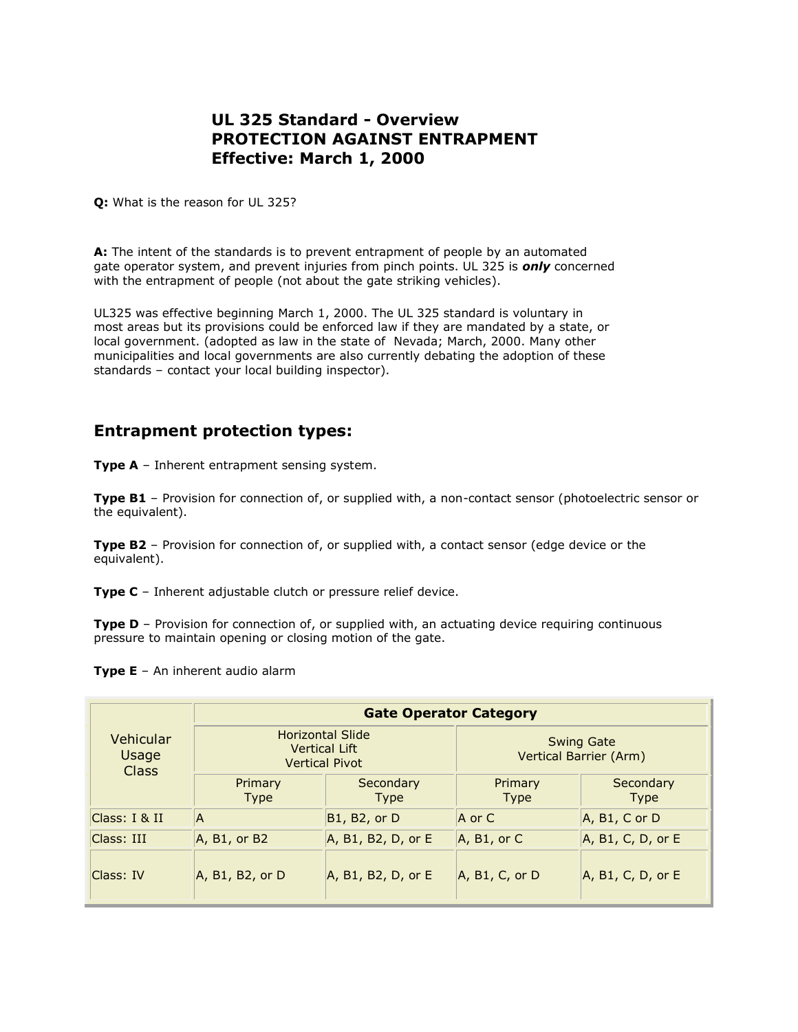# UL 325 Standard - Overview
# PROTECTION AGAINST ENTRAPMENT
# Effective: March 1, 2000

**Q:** What is the reason for UL 325?

**A:** The intent of the standards is to prevent entrapment of people by an automated gate operator system, and prevent injuries from pinch points. UL 325 is ***only*** concerned with the entrapment of people (not about the gate striking vehicles).

UL325 was effective beginning March 1, 2000. The UL 325 standard is voluntary in most areas but its provisions could be enforced law if they are mandated by a state, or local government. (adopted as law in the state of Nevada; March, 2000. Many other municipalities and local governments are also currently debating the adoption of these standards – contact your local building inspector).

## Entrapment protection types:

**Type A** – Inherent entrapment sensing system.

**Type B1** – Provision for connection of, or supplied with, a non-contact sensor (photoelectric sensor or the equivalent).

**Type B2** – Provision for connection of, or supplied with, a contact sensor (edge device or the equivalent).

**Type C** – Inherent adjustable clutch or pressure relief device.

**Type D** – Provision for connection of, or supplied with, an actuating device requiring continuous pressure to maintain opening or closing motion of the gate.

**Type E** – An inherent audio alarm

| Vehicular Usage Class | **Gate Operator Category** | | | |
|---|---|---|---|---|
| | Horizontal Slide Vertical Lift Vertical Pivot | | Swing Gate Vertical Barrier (Arm) | |
| | Primary Type | Secondary Type | Primary Type | Secondary Type |
| Class: I & II | A | B1, B2, or D | A or C | A, B1, C or D |
| Class: III | A, B1, or B2 | A, B1, B2, D, or E | A, B1, or C | A, B1, C, D, or E |
| Class: IV | A, B1, B2, or D | A, B1, B2, D, or E | A, B1, C, or D | A, B1, C, D, or E |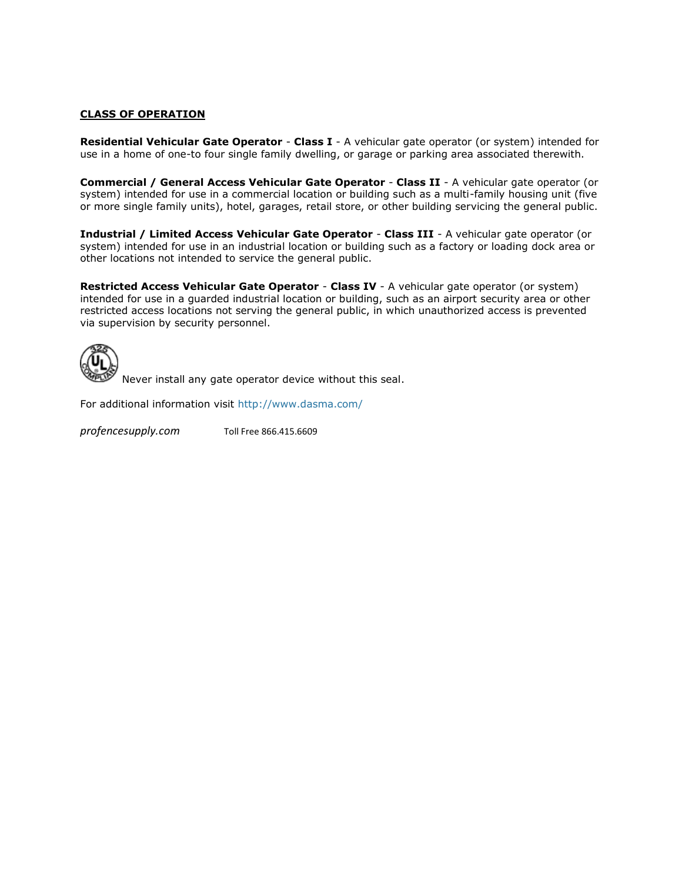**<u>CLASS OF OPERATION</u>**

**Residential Vehicular Gate Operator** - **Class I** - A vehicular gate operator (or system) intended for use in a home of one-to four single family dwelling, or garage or parking area associated therewith.

**Commercial / General Access Vehicular Gate Operator** - **Class II** - A vehicular gate operator (or system) intended for use in a commercial location or building such as a multi-family housing unit (five or more single family units), hotel, garages, retail store, or other building servicing the general public.

**Industrial / Limited Access Vehicular Gate Operator** - **Class III** - A vehicular gate operator (or system) intended for use in an industrial location or building such as a factory or loading dock area or other locations not intended to service the general public.

**Restricted Access Vehicular Gate Operator** - **Class IV** - A vehicular gate operator (or system) intended for use in a guarded industrial location or building, such as an airport security area or other restricted access locations not serving the general public, in which unauthorized access is prevented via supervision by security personnel.

Never install any gate operator device without this seal.

For additional information visit http://www.dasma.com/

*profencesupply.com* Toll Free 866.415.6609